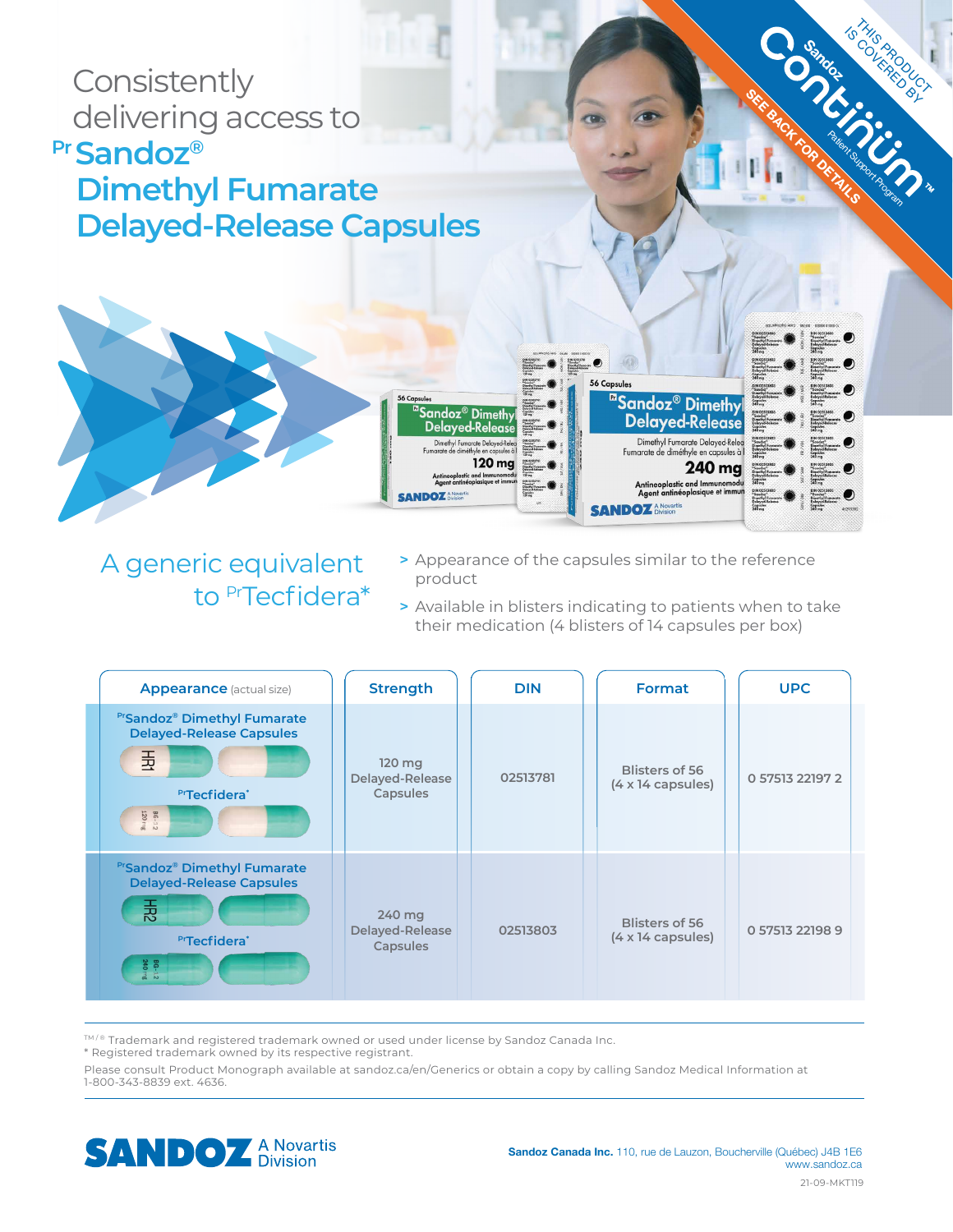# Consistently delivering access to PrSandoz® Dimethyl Fumarate Delayed-Release Capsules

Sandoz Continuum™ Patient Support Program

THIS PRODUCT IS COVERED BY

SEE BACK FOR DETAILS

## A generic equivalent to PrTecfidera*

- > Appearance of the capsules similar to the reference product
- > Available in blisters indicating to patients when to take their medication (4 blisters of 14 capsules per box)

| Appearance (actual size) | Strength | DIN | Format | UPC |
|---|---|---|---|---|
| PrSandoz® Dimethyl Fumarate Delayed-Release Capsules / PrTecfidera* | 120 mg Delayed-Release Capsules | 02513781 | Blisters of 56 (4 x 14 capsules) | 0 57513 22197 2 |
| PrSandoz® Dimethyl Fumarate Delayed-Release Capsules / PrTecfidera* | 240 mg Delayed-Release Capsules | 02513803 | Blisters of 56 (4 x 14 capsules) | 0 57513 22198 9 |

TM / ® Trademark and registered trademark owned or used under license by Sandoz Canada Inc.
* Registered trademark owned by its respective registrant.

Please consult Product Monograph available at sandoz.ca/en/Generics or obtain a copy by calling Sandoz Medical Information at 1-800-343-8839 ext. 4636.

SANDOZ A Novartis Division

**Sandoz Canada Inc.** 110, rue de Lauzon, Boucherville (Québec) J4B 1E6
www.sandoz.ca

21-09-MKT119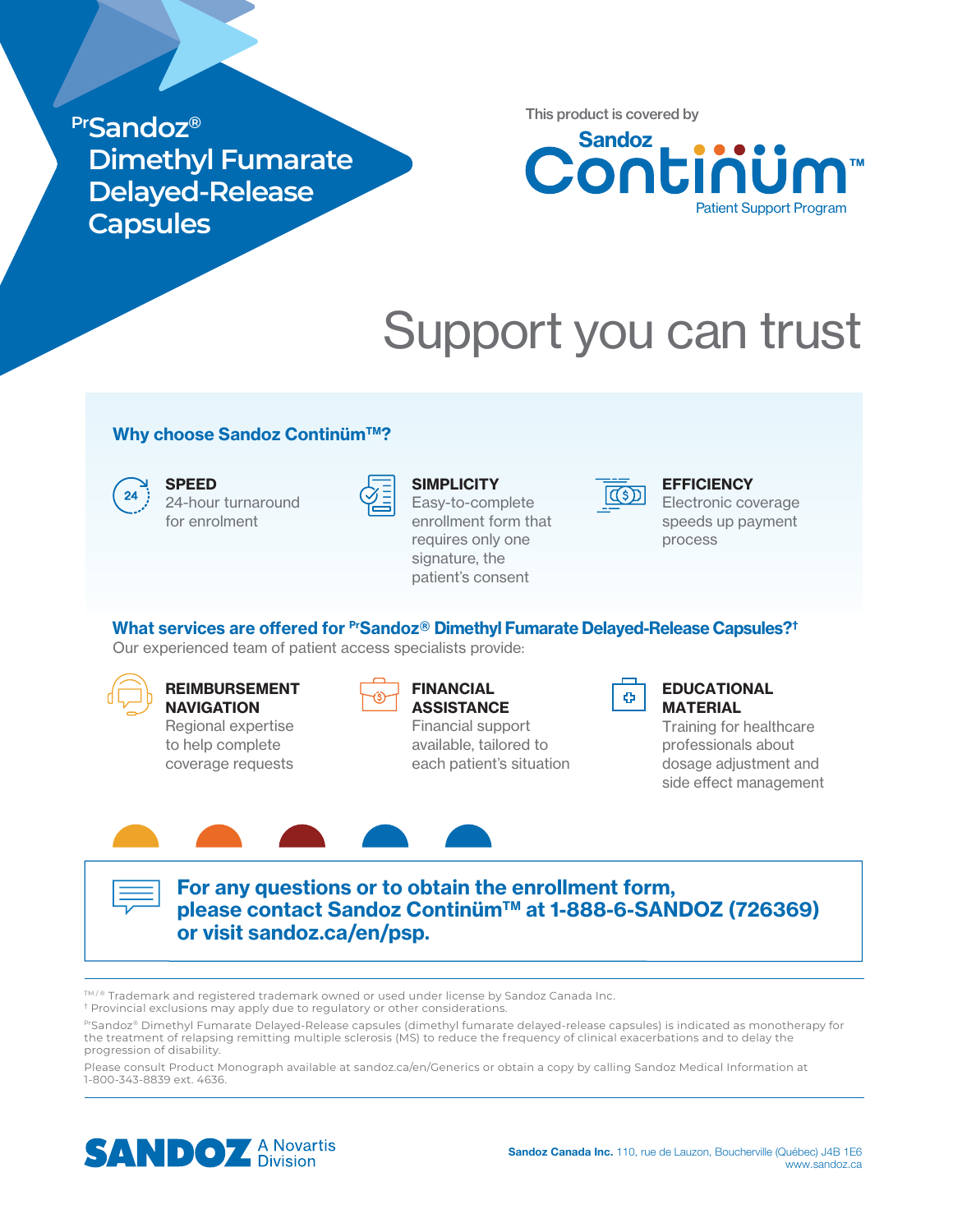# PrSandoz® Dimethyl Fumarate Delayed-Release Capsules

This product is covered by

Sandoz Continüm™

Patient Support Program

## Support you can trust

### Why choose Sandoz Continüm™?

**SPEED**
24-hour turnaround for enrolment

**SIMPLICITY**
Easy-to-complete enrollment form that requires only one signature, the patient's consent

**EFFICIENCY**
Electronic coverage speeds up payment process

### What services are offered for PrSandoz® Dimethyl Fumarate Delayed-Release Capsules?†

Our experienced team of patient access specialists provide:

**REIMBURSEMENT NAVIGATION**
Regional expertise to help complete coverage requests

**FINANCIAL ASSISTANCE**
Financial support available, tailored to each patient's situation

**EDUCATIONAL MATERIAL**
Training for healthcare professionals about dosage adjustment and side effect management

**For any questions or to obtain the enrollment form, please contact Sandoz Continüm™ at 1-888-6-SANDOZ (726369) or visit sandoz.ca/en/psp.**

TM/® Trademark and registered trademark owned or used under license by Sandoz Canada Inc.

† Provincial exclusions may apply due to regulatory or other considerations.

PrSandoz® Dimethyl Fumarate Delayed-Release capsules (dimethyl fumarate delayed-release capsules) is indicated as monotherapy for the treatment of relapsing remitting multiple sclerosis (MS) to reduce the frequency of clinical exacerbations and to delay the progression of disability.

Please consult Product Monograph available at sandoz.ca/en/Generics or obtain a copy by calling Sandoz Medical Information at 1-800-343-8839 ext. 4636.

SANDOZ A Novartis Division

**Sandoz Canada Inc.** 110, rue de Lauzon, Boucherville (Québec) J4B 1E6
www.sandoz.ca